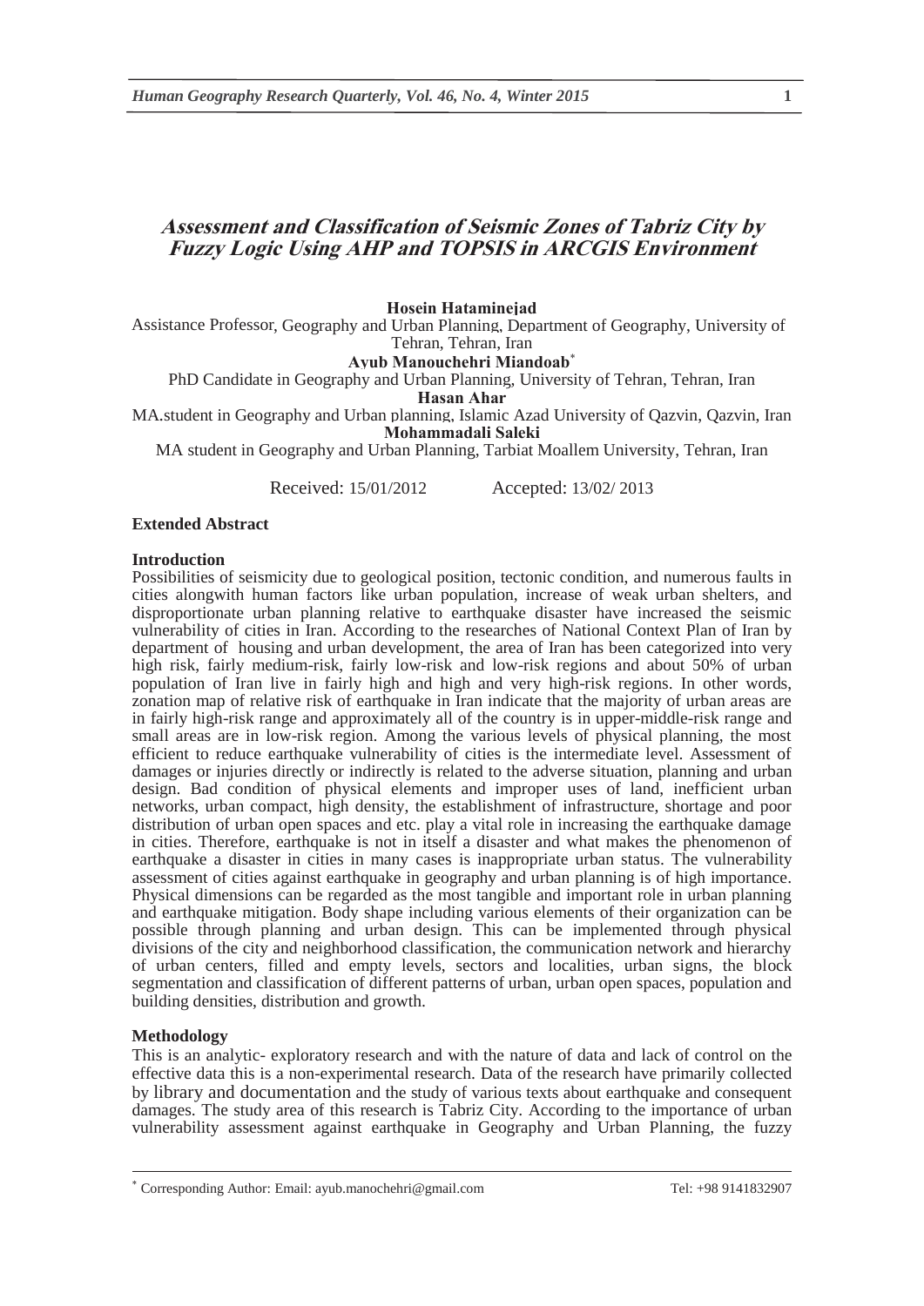# Assessment and Classification of Seismic Zones of Tabriz City by Fuzzy Logic Using AHP and TOPSIS in ARCGIS Environment

**Hosein Hataminejad**

Assistance Professor, Geography and Urban Planning, Department of Geography, University of Tehran, Tehran, Iran

**Ayub Manouchehri Miandoab***

PhD Candidate in Geography and Urban Planning, University of Tehran, Tehran, Iran

**Hasan Ahar**

MA.student in Geography and Urban planning, Islamic Azad University of Qazvin, Qazvin, Iran

**Mohammadali Saleki**

MA student in Geography and Urban Planning, Tarbiat Moallem University, Tehran, Iran

Received: 15/01/2012 Accepted: 13/02/ 2013

## Extended Abstract

### Introduction

Possibilities of seismicity due to geological position, tectonic condition, and numerous faults in cities alongwith human factors like urban population, increase of weak urban shelters, and disproportionate urban planning relative to earthquake disaster have increased the seismic vulnerability of cities in Iran. According to the researches of National Context Plan of Iran by department of housing and urban development, the area of Iran has been categorized into very high risk, fairly medium-risk, fairly low-risk and low-risk regions and about 50% of urban population of Iran live in fairly high and high and very high-risk regions. In other words, zonation map of relative risk of earthquake in Iran indicate that the majority of urban areas are in fairly high-risk range and approximately all of the country is in upper-middle-risk range and small areas are in low-risk region. Among the various levels of physical planning, the most efficient to reduce earthquake vulnerability of cities is the intermediate level. Assessment of damages or injuries directly or indirectly is related to the adverse situation, planning and urban design. Bad condition of physical elements and improper uses of land, inefficient urban networks, urban compact, high density, the establishment of infrastructure, shortage and poor distribution of urban open spaces and etc. play a vital role in increasing the earthquake damage in cities. Therefore, earthquake is not in itself a disaster and what makes the phenomenon of earthquake a disaster in cities in many cases is inappropriate urban status. The vulnerability assessment of cities against earthquake in geography and urban planning is of high importance. Physical dimensions can be regarded as the most tangible and important role in urban planning and earthquake mitigation. Body shape including various elements of their organization can be possible through planning and urban design. This can be implemented through physical divisions of the city and neighborhood classification, the communication network and hierarchy of urban centers, filled and empty levels, sectors and localities, urban signs, the block segmentation and classification of different patterns of urban, urban open spaces, population and building densities, distribution and growth.

### Methodology

This is an analytic- exploratory research and with the nature of data and lack of control on the effective data this is a non-experimental research. Data of the research have primarily collected by library and documentation and the study of various texts about earthquake and consequent damages. The study area of this research is Tabriz City. According to the importance of urban vulnerability assessment against earthquake in Geography and Urban Planning, the fuzzy

---

* Corresponding Author: Email: ayub.manochehri@gmail.com Tel: +98 9141832907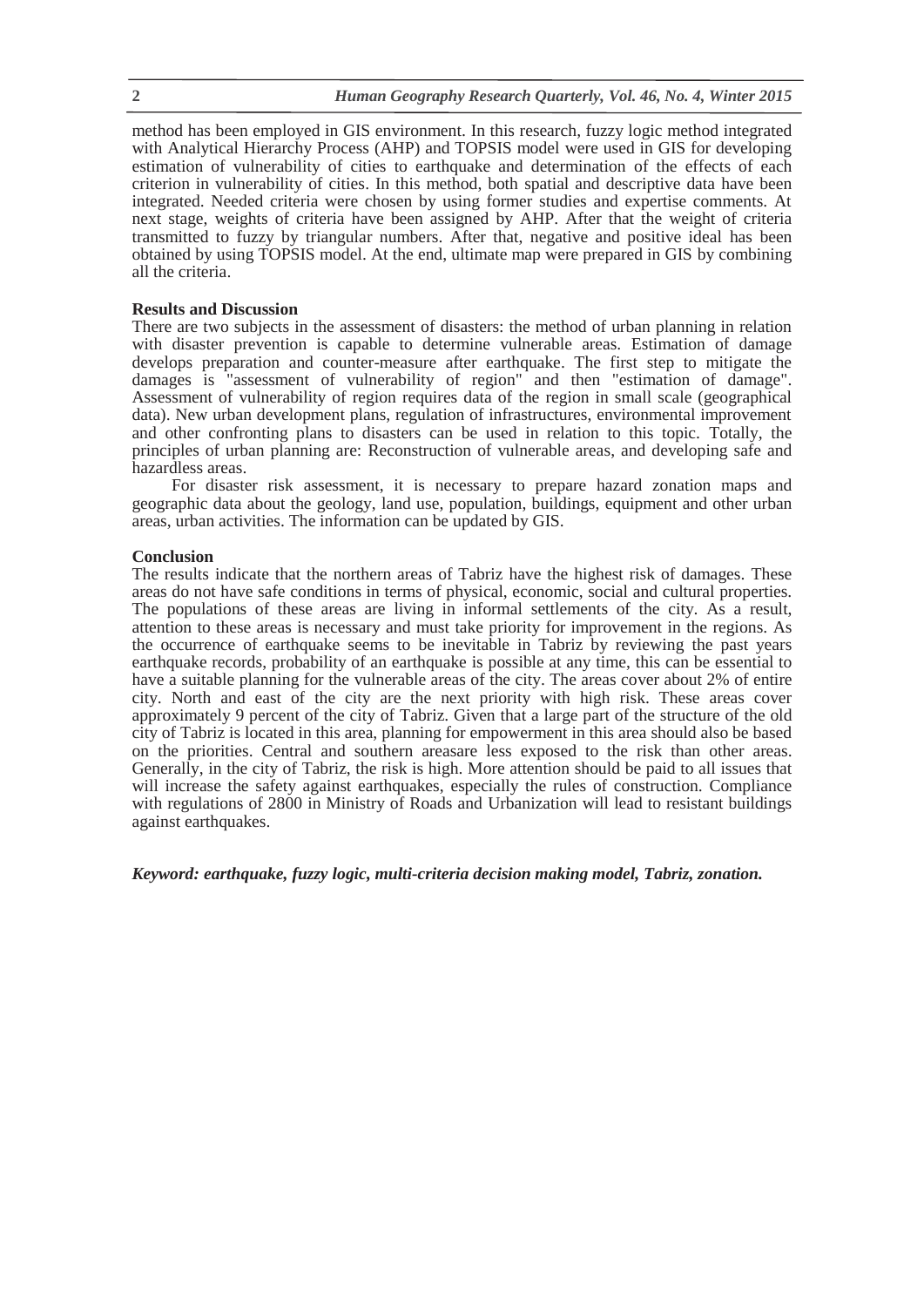method has been employed in GIS environment. In this research, fuzzy logic method integrated with Analytical Hierarchy Process (AHP) and TOPSIS model were used in GIS for developing estimation of vulnerability of cities to earthquake and determination of the effects of each criterion in vulnerability of cities. In this method, both spatial and descriptive data have been integrated. Needed criteria were chosen by using former studies and expertise comments. At next stage, weights of criteria have been assigned by AHP. After that the weight of criteria transmitted to fuzzy by triangular numbers. After that, negative and positive ideal has been obtained by using TOPSIS model. At the end, ultimate map were prepared in GIS by combining all the criteria.

**Results and Discussion**

There are two subjects in the assessment of disasters: the method of urban planning in relation with disaster prevention is capable to determine vulnerable areas. Estimation of damage develops preparation and counter-measure after earthquake. The first step to mitigate the damages is "assessment of vulnerability of region" and then "estimation of damage". Assessment of vulnerability of region requires data of the region in small scale (geographical data). New urban development plans, regulation of infrastructures, environmental improvement and other confronting plans to disasters can be used in relation to this topic. Totally, the principles of urban planning are: Reconstruction of vulnerable areas, and developing safe and hazardless areas.

For disaster risk assessment, it is necessary to prepare hazard zonation maps and geographic data about the geology, land use, population, buildings, equipment and other urban areas, urban activities. The information can be updated by GIS.

**Conclusion**

The results indicate that the northern areas of Tabriz have the highest risk of damages. These areas do not have safe conditions in terms of physical, economic, social and cultural properties. The populations of these areas are living in informal settlements of the city. As a result, attention to these areas is necessary and must take priority for improvement in the regions. As the occurrence of earthquake seems to be inevitable in Tabriz by reviewing the past years earthquake records, probability of an earthquake is possible at any time, this can be essential to have a suitable planning for the vulnerable areas of the city. The areas cover about 2% of entire city. North and east of the city are the next priority with high risk. These areas cover approximately 9 percent of the city of Tabriz. Given that a large part of the structure of the old city of Tabriz is located in this area, planning for empowerment in this area should also be based on the priorities. Central and southern areasare less exposed to the risk than other areas. Generally, in the city of Tabriz, the risk is high. More attention should be paid to all issues that will increase the safety against earthquakes, especially the rules of construction. Compliance with regulations of 2800 in Ministry of Roads and Urbanization will lead to resistant buildings against earthquakes.

***Keyword: earthquake, fuzzy logic, multi-criteria decision making model, Tabriz, zonation.***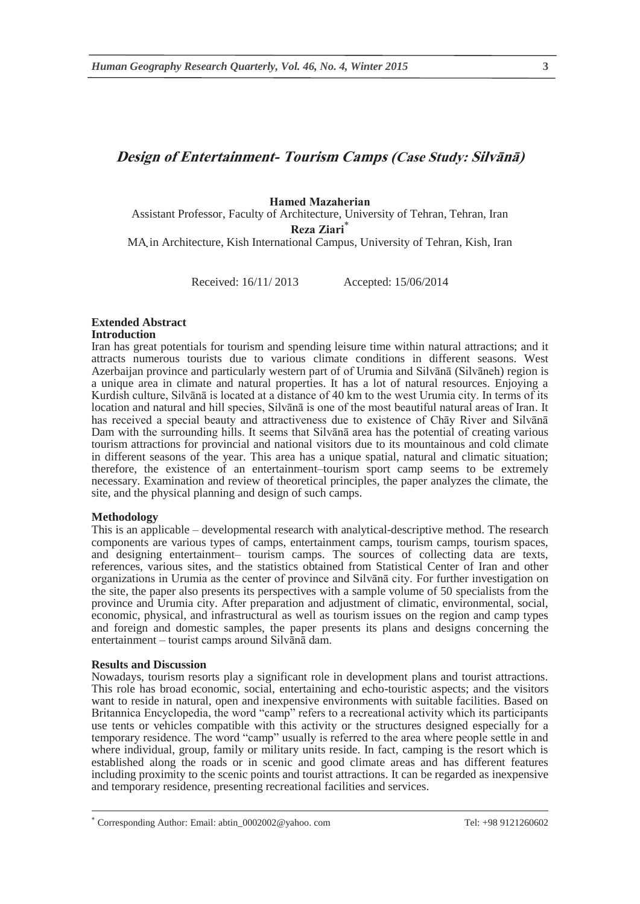# *Design of Entertainment- Tourism Camps (Case Study: Silvānā)*

**Hamed Mazaherian**

Assistant Professor, Faculty of Architecture, University of Tehran, Tehran, Iran

**Reza Ziari**[*]

MA in Architecture, Kish International Campus, University of Tehran, Kish, Iran

Received: 16/11/ 2013 Accepted: 15/06/2014

## Extended Abstract

### Introduction

Iran has great potentials for tourism and spending leisure time within natural attractions; and it attracts numerous tourists due to various climate conditions in different seasons. West Azerbaijan province and particularly western part of of Urumia and Silvānā (Silvāneh) region is a unique area in climate and natural properties. It has a lot of natural resources. Enjoying a Kurdish culture, Silvānā is located at a distance of 40 km to the west Urumia city. In terms of its location and natural and hill species, Silvānā is one of the most beautiful natural areas of Iran. It has received a special beauty and attractiveness due to existence of Chāy River and Silvānā Dam with the surrounding hills. It seems that Silvānā area has the potential of creating various tourism attractions for provincial and national visitors due to its mountainous and cold climate in different seasons of the year. This area has a unique spatial, natural and climatic situation; therefore, the existence of an entertainment–tourism sport camp seems to be extremely necessary. Examination and review of theoretical principles, the paper analyzes the climate, the site, and the physical planning and design of such camps.

### Methodology

This is an applicable – developmental research with analytical-descriptive method. The research components are various types of camps, entertainment camps, tourism camps, tourism spaces, and designing entertainment– tourism camps. The sources of collecting data are texts, references, various sites, and the statistics obtained from Statistical Center of Iran and other organizations in Urumia as the center of province and Silvānā city. For further investigation on the site, the paper also presents its perspectives with a sample volume of 50 specialists from the province and Urumia city. After preparation and adjustment of climatic, environmental, social, economic, physical, and infrastructural as well as tourism issues on the region and camp types and foreign and domestic samples, the paper presents its plans and designs concerning the entertainment – tourist camps around Silvānā dam.

### Results and Discussion

Nowadays, tourism resorts play a significant role in development plans and tourist attractions. This role has broad economic, social, entertaining and echo-touristic aspects; and the visitors want to reside in natural, open and inexpensive environments with suitable facilities. Based on Britannica Encyclopedia, the word "camp" refers to a recreational activity which its participants use tents or vehicles compatible with this activity or the structures designed especially for a temporary residence. The word "camp" usually is referred to the area where people settle in and where individual, group, family or military units reside. In fact, camping is the resort which is established along the roads or in scenic and good climate areas and has different features including proximity to the scenic points and tourist attractions. It can be regarded as inexpensive and temporary residence, presenting recreational facilities and services.

---

[*] Corresponding Author: Email: abtin_0002002@yahoo. com Tel: +98 9121260602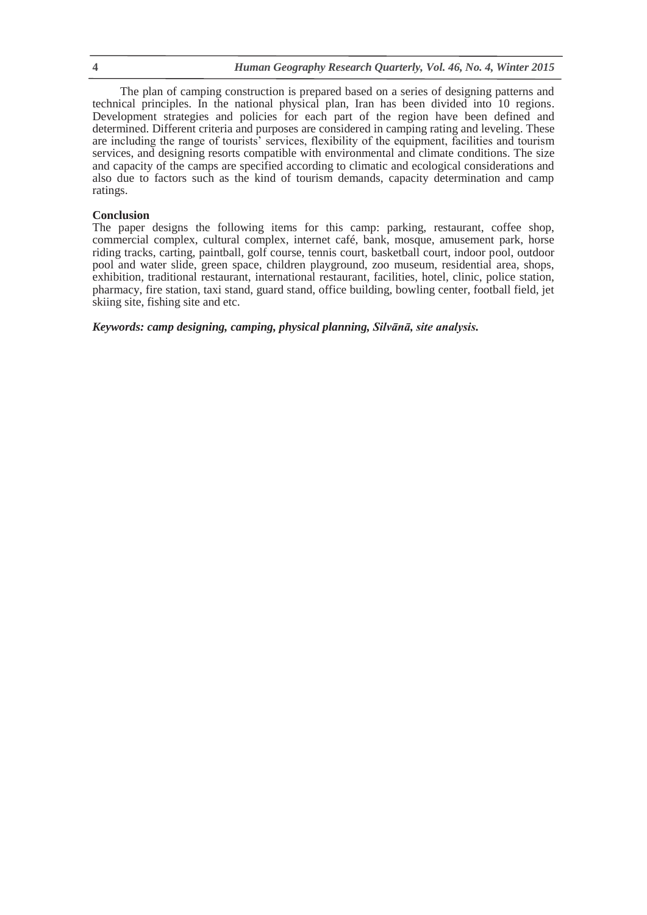The plan of camping construction is prepared based on a series of designing patterns and technical principles. In the national physical plan, Iran has been divided into 10 regions. Development strategies and policies for each part of the region have been defined and determined. Different criteria and purposes are considered in camping rating and leveling. These are including the range of tourists' services, flexibility of the equipment, facilities and tourism services, and designing resorts compatible with environmental and climate conditions. The size and capacity of the camps are specified according to climatic and ecological considerations and also due to factors such as the kind of tourism demands, capacity determination and camp ratings.

**Conclusion**

The paper designs the following items for this camp: parking, restaurant, coffee shop, commercial complex, cultural complex, internet café, bank, mosque, amusement park, horse riding tracks, carting, paintball, golf course, tennis court, basketball court, indoor pool, outdoor pool and water slide, green space, children playground, zoo museum, residential area, shops, exhibition, traditional restaurant, international restaurant, facilities, hotel, clinic, police station, pharmacy, fire station, taxi stand, guard stand, office building, bowling center, football field, jet skiing site, fishing site and etc.

***Keywords: camp designing, camping, physical planning, Silvānā, site analysis.***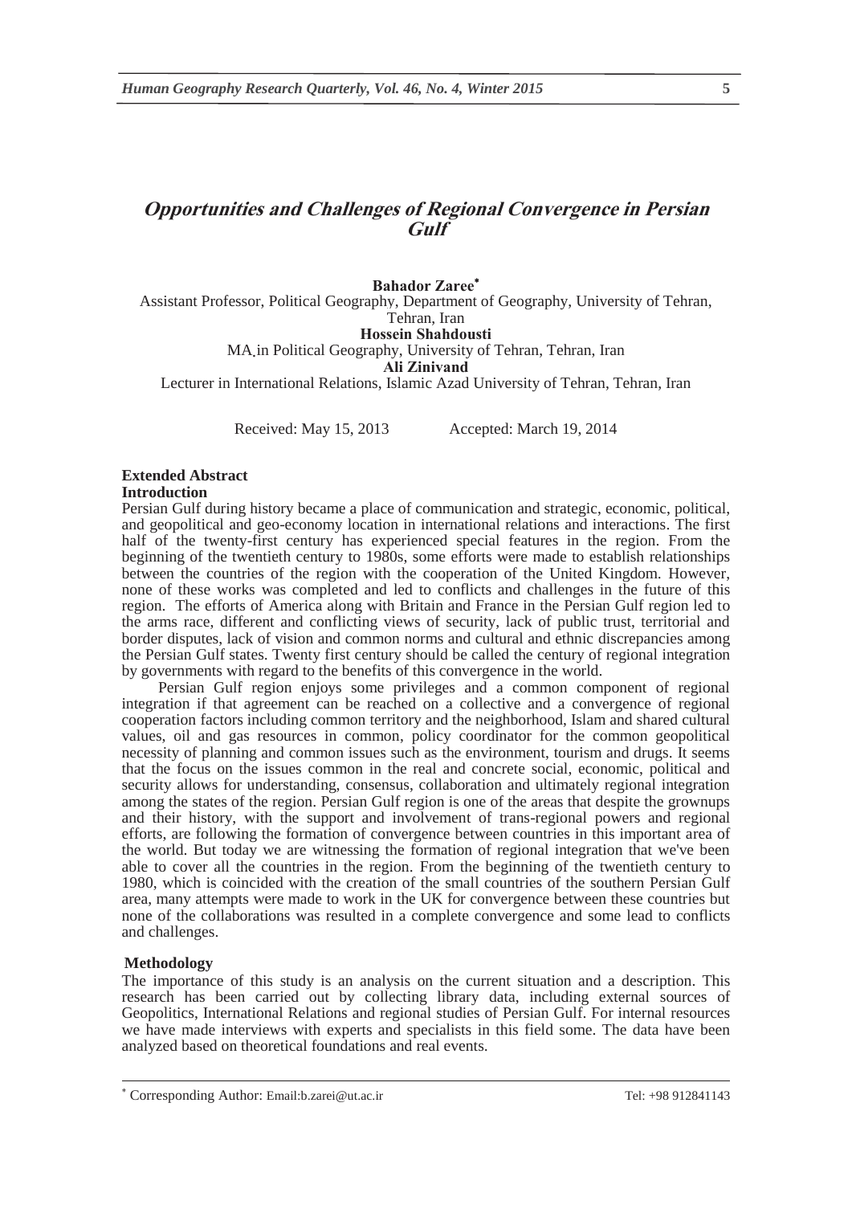# Opportunities and Challenges of Regional Convergence in Persian Gulf

**Bahador Zaree**[*]
Assistant Professor, Political Geography, Department of Geography, University of Tehran, Tehran, Iran
**Hossein Shahdousti**
MA.in Political Geography, University of Tehran, Tehran, Iran
**Ali Zinivand**
Lecturer in International Relations, Islamic Azad University of Tehran, Tehran, Iran

Received: May 15, 2013 Accepted: March 19, 2014

## Extended Abstract

### Introduction

Persian Gulf during history became a place of communication and strategic, economic, political, and geopolitical and geo-economy location in international relations and interactions. The first half of the twenty-first century has experienced special features in the region. From the beginning of the twentieth century to 1980s, some efforts were made to establish relationships between the countries of the region with the cooperation of the United Kingdom. However, none of these works was completed and led to conflicts and challenges in the future of this region. The efforts of America along with Britain and France in the Persian Gulf region led to the arms race, different and conflicting views of security, lack of public trust, territorial and border disputes, lack of vision and common norms and cultural and ethnic discrepancies among the Persian Gulf states. Twenty first century should be called the century of regional integration by governments with regard to the benefits of this convergence in the world.

Persian Gulf region enjoys some privileges and a common component of regional integration if that agreement can be reached on a collective and a convergence of regional cooperation factors including common territory and the neighborhood, Islam and shared cultural values, oil and gas resources in common, policy coordinator for the common geopolitical necessity of planning and common issues such as the environment, tourism and drugs. It seems that the focus on the issues common in the real and concrete social, economic, political and security allows for understanding, consensus, collaboration and ultimately regional integration among the states of the region. Persian Gulf region is one of the areas that despite the grownups and their history, with the support and involvement of trans-regional powers and regional efforts, are following the formation of convergence between countries in this important area of the world. But today we are witnessing the formation of regional integration that we've been able to cover all the countries in the region. From the beginning of the twentieth century to 1980, which is coincided with the creation of the small countries of the southern Persian Gulf area, many attempts were made to work in the UK for convergence between these countries but none of the collaborations was resulted in a complete convergence and some lead to conflicts and challenges.

### Methodology

The importance of this study is an analysis on the current situation and a description. This research has been carried out by collecting library data, including external sources of Geopolitics, International Relations and regional studies of Persian Gulf. For internal resources we have made interviews with experts and specialists in this field some. The data have been analyzed based on theoretical foundations and real events.

---

[*] Corresponding Author: Email:b.zarei@ut.ac.ir Tel: +98 912841143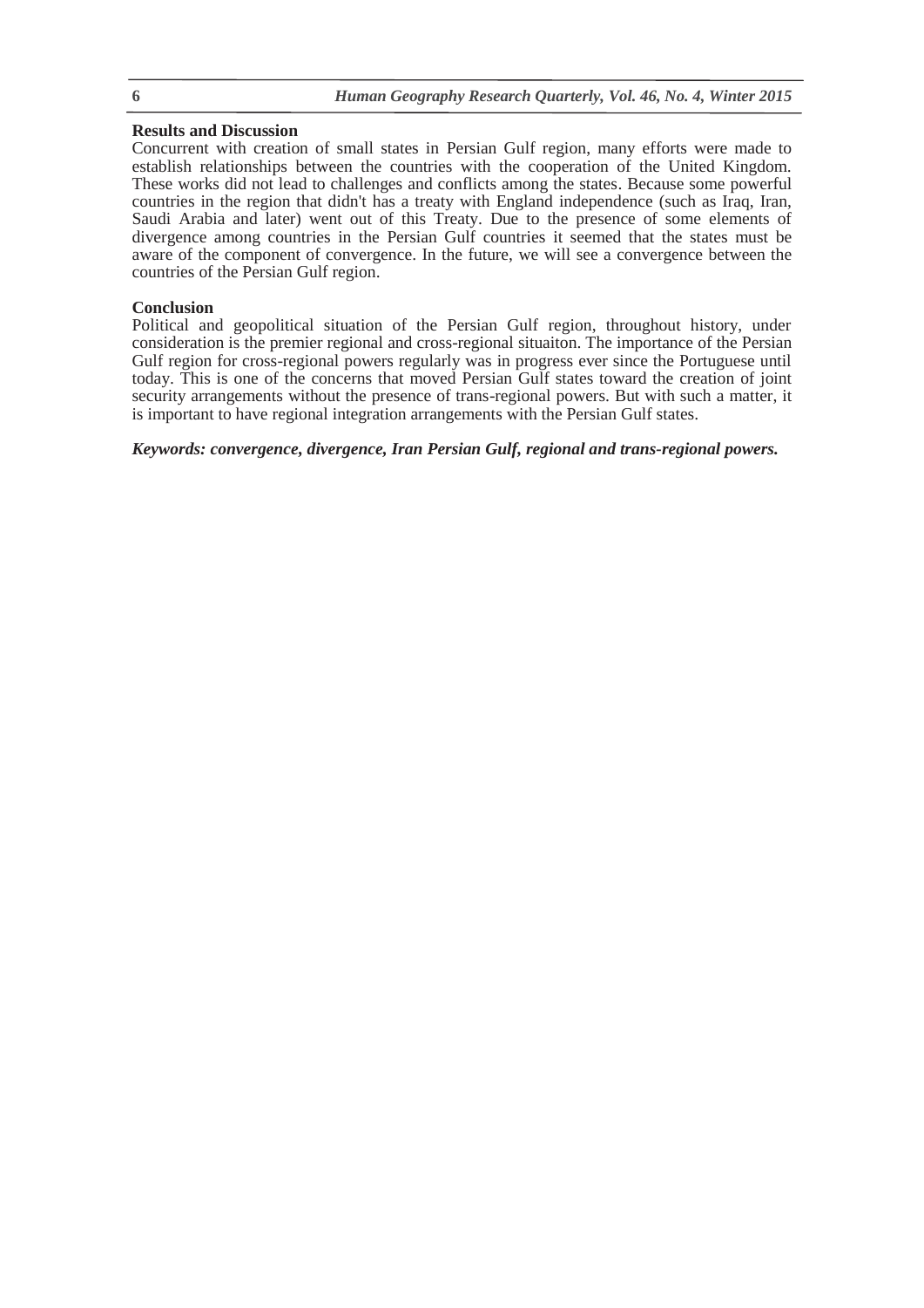## Results and Discussion

Concurrent with creation of small states in Persian Gulf region, many efforts were made to establish relationships between the countries with the cooperation of the United Kingdom. These works did not lead to challenges and conflicts among the states. Because some powerful countries in the region that didn't has a treaty with England independence (such as Iraq, Iran, Saudi Arabia and later) went out of this Treaty. Due to the presence of some elements of divergence among countries in the Persian Gulf countries it seemed that the states must be aware of the component of convergence. In the future, we will see a convergence between the countries of the Persian Gulf region.

## Conclusion

Political and geopolitical situation of the Persian Gulf region, throughout history, under consideration is the premier regional and cross-regional situaiton. The importance of the Persian Gulf region for cross-regional powers regularly was in progress ever since the Portuguese until today. This is one of the concerns that moved Persian Gulf states toward the creation of joint security arrangements without the presence of trans-regional powers. But with such a matter, it is important to have regional integration arrangements with the Persian Gulf states.

***Keywords: convergence, divergence, Iran Persian Gulf, regional and trans-regional powers.***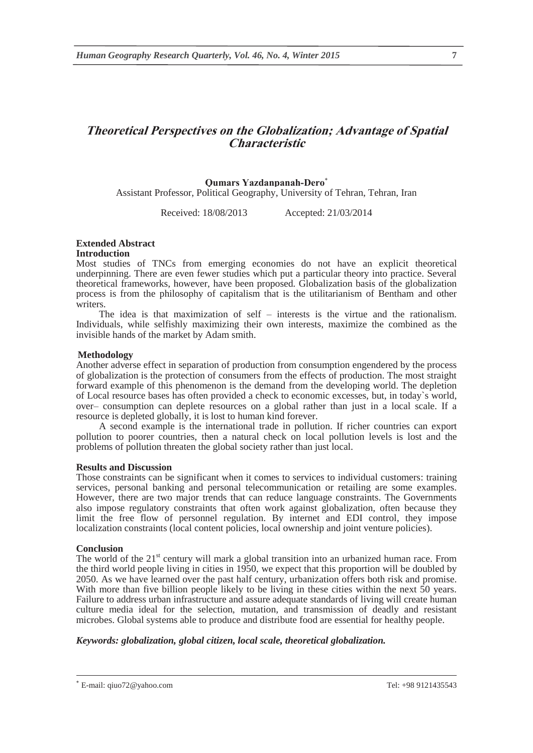# Theoretical Perspectives on the Globalization; Advantage of Spatial Characteristic

**Qumars Yazdanpanah-Dero***

Assistant Professor, Political Geography, University of Tehran, Tehran, Iran

Received: 18/08/2013 Accepted: 21/03/2014

## Extended Abstract

### Introduction

Most studies of TNCs from emerging economies do not have an explicit theoretical underpinning. There are even fewer studies which put a particular theory into practice. Several theoretical frameworks, however, have been proposed. Globalization basis of the globalization process is from the philosophy of capitalism that is the utilitarianism of Bentham and other writers.

The idea is that maximization of self – interests is the virtue and the rationalism. Individuals, while selfishly maximizing their own interests, maximize the combined as the invisible hands of the market by Adam smith.

### Methodology

Another adverse effect in separation of production from consumption engendered by the process of globalization is the protection of consumers from the effects of production. The most straight forward example of this phenomenon is the demand from the developing world. The depletion of Local resource bases has often provided a check to economic excesses, but, in today`s world, over– consumption can deplete resources on a global rather than just in a local scale. If a resource is depleted globally, it is lost to human kind forever.

A second example is the international trade in pollution. If richer countries can export pollution to poorer countries, then a natural check on local pollution levels is lost and the problems of pollution threaten the global society rather than just local.

### Results and Discussion

Those constraints can be significant when it comes to services to individual customers: training services, personal banking and personal telecommunication or retailing are some examples. However, there are two major trends that can reduce language constraints. The Governments also impose regulatory constraints that often work against globalization, often because they limit the free flow of personnel regulation. By internet and EDI control, they impose localization constraints (local content policies, local ownership and joint venture policies).

### Conclusion

The world of the 21st century will mark a global transition into an urbanized human race. From the third world people living in cities in 1950, we expect that this proportion will be doubled by 2050. As we have learned over the past half century, urbanization offers both risk and promise. With more than five billion people likely to be living in these cities within the next 50 years. Failure to address urban infrastructure and assure adequate standards of living will create human culture media ideal for the selection, mutation, and transmission of deadly and resistant microbes. Global systems able to produce and distribute food are essential for healthy people.

***Keywords: globalization, global citizen, local scale, theoretical globalization.***

---

* E-mail: qiuo72@yahoo.com Tel: +98 9121435543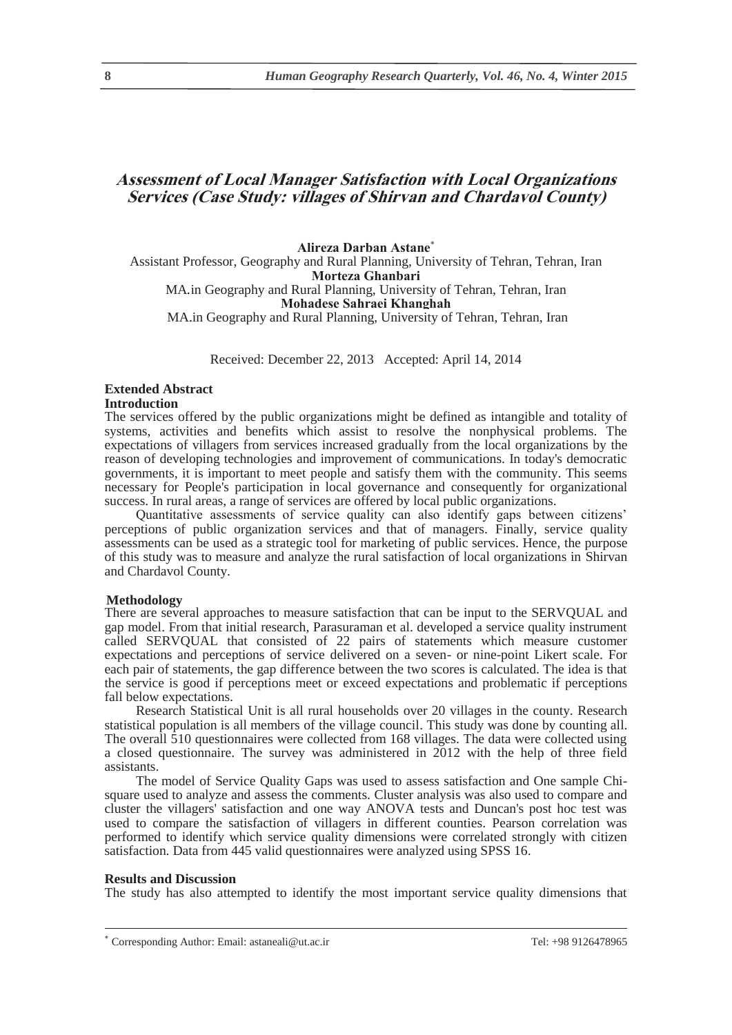# Assessment of Local Manager Satisfaction with Local Organizations Services (Case Study: villages of Shirvan and Chardavol County)

**Alireza Darban Astane**[*]
Assistant Professor, Geography and Rural Planning, University of Tehran, Tehran, Iran
**Morteza Ghanbari**
MA.in Geography and Rural Planning, University of Tehran, Tehran, Iran
**Mohadese Sahraei Khanghah**
MA.in Geography and Rural Planning, University of Tehran, Tehran, Iran

Received: December 22, 2013   Accepted: April 14, 2014

## Extended Abstract

### Introduction

The services offered by the public organizations might be defined as intangible and totality of systems, activities and benefits which assist to resolve the nonphysical problems. The expectations of villagers from services increased gradually from the local organizations by the reason of developing technologies and improvement of communications. In today's democratic governments, it is important to meet people and satisfy them with the community. This seems necessary for People's participation in local governance and consequently for organizational success. In rural areas, a range of services are offered by local public organizations.

Quantitative assessments of service quality can also identify gaps between citizens' perceptions of public organization services and that of managers. Finally, service quality assessments can be used as a strategic tool for marketing of public services. Hence, the purpose of this study was to measure and analyze the rural satisfaction of local organizations in Shirvan and Chardavol County.

### Methodology

There are several approaches to measure satisfaction that can be input to the SERVQUAL and gap model. From that initial research, Parasuraman et al. developed a service quality instrument called SERVQUAL that consisted of 22 pairs of statements which measure customer expectations and perceptions of service delivered on a seven- or nine-point Likert scale. For each pair of statements, the gap difference between the two scores is calculated. The idea is that the service is good if perceptions meet or exceed expectations and problematic if perceptions fall below expectations.

Research Statistical Unit is all rural households over 20 villages in the county. Research statistical population is all members of the village council. This study was done by counting all. The overall 510 questionnaires were collected from 168 villages. The data were collected using a closed questionnaire. The survey was administered in 2012 with the help of three field assistants.

The model of Service Quality Gaps was used to assess satisfaction and One sample Chi-square used to analyze and assess the comments. Cluster analysis was also used to compare and cluster the villagers' satisfaction and one way ANOVA tests and Duncan's post hoc test was used to compare the satisfaction of villagers in different counties. Pearson correlation was performed to identify which service quality dimensions were correlated strongly with citizen satisfaction. Data from 445 valid questionnaires were analyzed using SPSS 16.

### Results and Discussion

The study has also attempted to identify the most important service quality dimensions that

---

[*] Corresponding Author: Email: astaneali@ut.ac.ir    Tel: +98 9126478965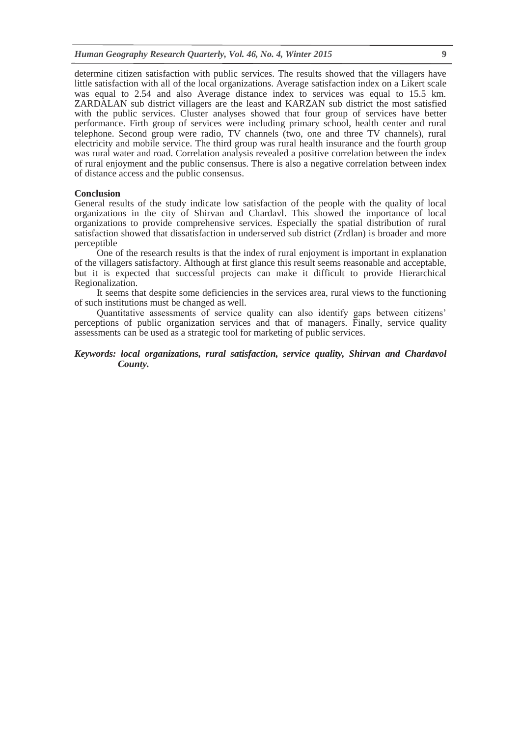determine citizen satisfaction with public services. The results showed that the villagers have little satisfaction with all of the local organizations. Average satisfaction index on a Likert scale was equal to 2.54 and also Average distance index to services was equal to 15.5 km. ZARDALAN sub district villagers are the least and KARZAN sub district the most satisfied with the public services. Cluster analyses showed that four group of services have better performance. Firth group of services were including primary school, health center and rural telephone. Second group were radio, TV channels (two, one and three TV channels), rural electricity and mobile service. The third group was rural health insurance and the fourth group was rural water and road. Correlation analysis revealed a positive correlation between the index of rural enjoyment and the public consensus. There is also a negative correlation between index of distance access and the public consensus.

**Conclusion**

General results of the study indicate low satisfaction of the people with the quality of local organizations in the city of Shirvan and Chardavl. This showed the importance of local organizations to provide comprehensive services. Especially the spatial distribution of rural satisfaction showed that dissatisfaction in underserved sub district (Zrdlan) is broader and more perceptible

One of the research results is that the index of rural enjoyment is important in explanation of the villagers satisfactory. Although at first glance this result seems reasonable and acceptable, but it is expected that successful projects can make it difficult to provide Hierarchical Regionalization.

It seems that despite some deficiencies in the services area, rural views to the functioning of such institutions must be changed as well.

Quantitative assessments of service quality can also identify gaps between citizens' perceptions of public organization services and that of managers. Finally, service quality assessments can be used as a strategic tool for marketing of public services.

***Keywords: local organizations, rural satisfaction, service quality, Shirvan and Chardavol County.***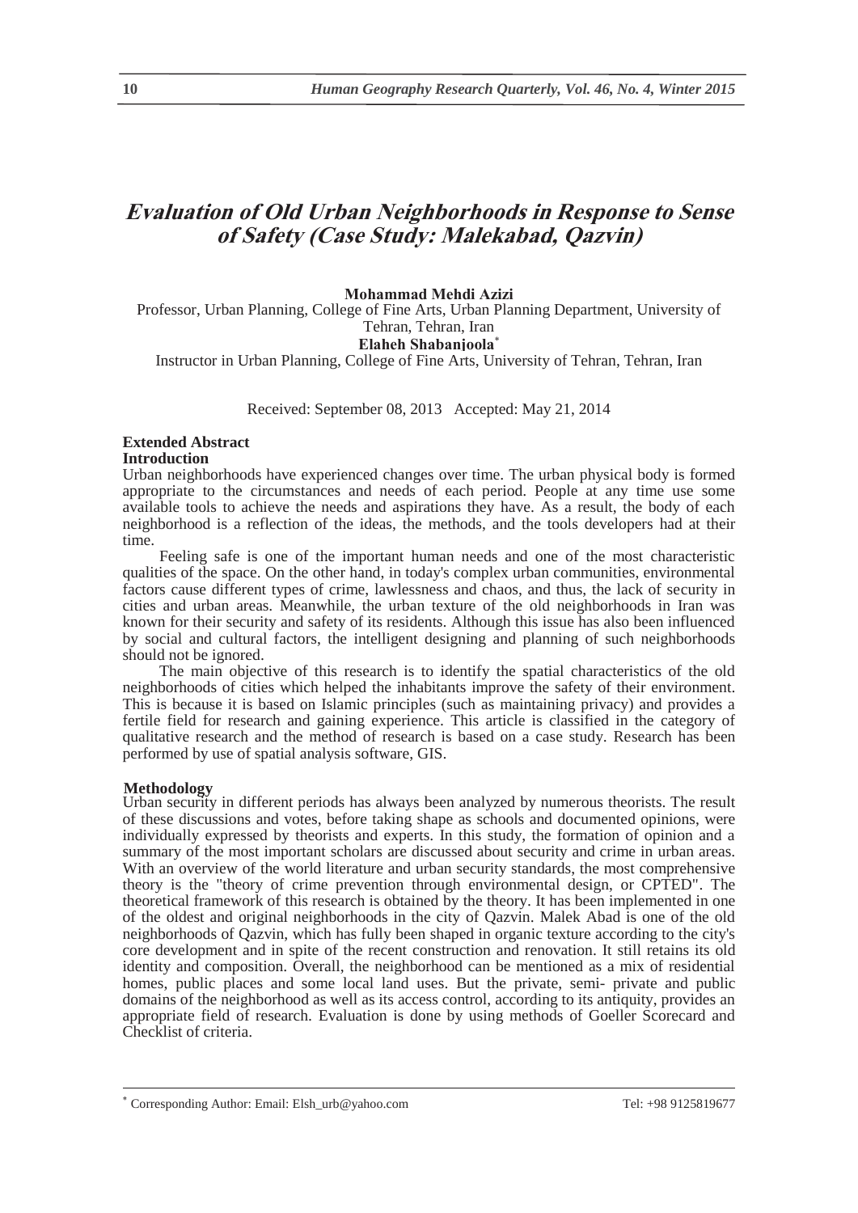# Evaluation of Old Urban Neighborhoods in Response to Sense of Safety (Case Study: Malekabad, Qazvin)

**Mohammad Mehdi Azizi**

Professor, Urban Planning, College of Fine Arts, Urban Planning Department, University of Tehran, Tehran, Iran

**Elaheh Shabanjoola**[*]

Instructor in Urban Planning, College of Fine Arts, University of Tehran, Tehran, Iran

Received: September 08, 2013 Accepted: May 21, 2014

## Extended Abstract

### Introduction

Urban neighborhoods have experienced changes over time. The urban physical body is formed appropriate to the circumstances and needs of each period. People at any time use some available tools to achieve the needs and aspirations they have. As a result, the body of each neighborhood is a reflection of the ideas, the methods, and the tools developers had at their time.

Feeling safe is one of the important human needs and one of the most characteristic qualities of the space. On the other hand, in today's complex urban communities, environmental factors cause different types of crime, lawlessness and chaos, and thus, the lack of security in cities and urban areas. Meanwhile, the urban texture of the old neighborhoods in Iran was known for their security and safety of its residents. Although this issue has also been influenced by social and cultural factors, the intelligent designing and planning of such neighborhoods should not be ignored.

The main objective of this research is to identify the spatial characteristics of the old neighborhoods of cities which helped the inhabitants improve the safety of their environment. This is because it is based on Islamic principles (such as maintaining privacy) and provides a fertile field for research and gaining experience. This article is classified in the category of qualitative research and the method of research is based on a case study. Research has been performed by use of spatial analysis software, GIS.

### Methodology

Urban security in different periods has always been analyzed by numerous theorists. The result of these discussions and votes, before taking shape as schools and documented opinions, were individually expressed by theorists and experts. In this study, the formation of opinion and a summary of the most important scholars are discussed about security and crime in urban areas. With an overview of the world literature and urban security standards, the most comprehensive theory is the "theory of crime prevention through environmental design, or CPTED". The theoretical framework of this research is obtained by the theory. It has been implemented in one of the oldest and original neighborhoods in the city of Qazvin. Malek Abad is one of the old neighborhoods of Qazvin, which has fully been shaped in organic texture according to the city's core development and in spite of the recent construction and renovation. It still retains its old identity and composition. Overall, the neighborhood can be mentioned as a mix of residential homes, public places and some local land uses. But the private, semi- private and public domains of the neighborhood as well as its access control, according to its antiquity, provides an appropriate field of research. Evaluation is done by using methods of Goeller Scorecard and Checklist of criteria.

---

[*] Corresponding Author: Email: Elsh_urb@yahoo.com Tel: +98 9125819677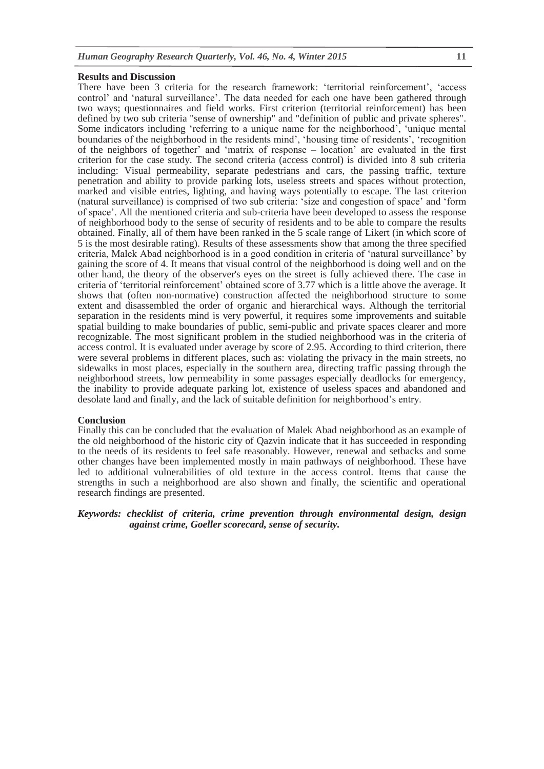**Results and Discussion**

There have been 3 criteria for the research framework: 'territorial reinforcement', 'access control' and 'natural surveillance'. The data needed for each one have been gathered through two ways; questionnaires and field works. First criterion (territorial reinforcement) has been defined by two sub criteria "sense of ownership" and "definition of public and private spheres". Some indicators including 'referring to a unique name for the neighborhood', 'unique mental boundaries of the neighborhood in the residents mind', 'housing time of residents', 'recognition of the neighbors of together' and 'matrix of response – location' are evaluated in the first criterion for the case study. The second criteria (access control) is divided into 8 sub criteria including: Visual permeability, separate pedestrians and cars, the passing traffic, texture penetration and ability to provide parking lots, useless streets and spaces without protection, marked and visible entries, lighting, and having ways potentially to escape. The last criterion (natural surveillance) is comprised of two sub criteria: 'size and congestion of space' and 'form of space'. All the mentioned criteria and sub-criteria have been developed to assess the response of neighborhood body to the sense of security of residents and to be able to compare the results obtained. Finally, all of them have been ranked in the 5 scale range of Likert (in which score of 5 is the most desirable rating). Results of these assessments show that among the three specified criteria, Malek Abad neighborhood is in a good condition in criteria of 'natural surveillance' by gaining the score of 4. It means that visual control of the neighborhood is doing well and on the other hand, the theory of the observer's eyes on the street is fully achieved there. The case in criteria of 'territorial reinforcement' obtained score of 3.77 which is a little above the average. It shows that (often non-normative) construction affected the neighborhood structure to some extent and disassembled the order of organic and hierarchical ways. Although the territorial separation in the residents mind is very powerful, it requires some improvements and suitable spatial building to make boundaries of public, semi-public and private spaces clearer and more recognizable. The most significant problem in the studied neighborhood was in the criteria of access control. It is evaluated under average by score of 2.95. According to third criterion, there were several problems in different places, such as: violating the privacy in the main streets, no sidewalks in most places, especially in the southern area, directing traffic passing through the neighborhood streets, low permeability in some passages especially deadlocks for emergency, the inability to provide adequate parking lot, existence of useless spaces and abandoned and desolate land and finally, and the lack of suitable definition for neighborhood's entry.

**Conclusion**

Finally this can be concluded that the evaluation of Malek Abad neighborhood as an example of the old neighborhood of the historic city of Qazvin indicate that it has succeeded in responding to the needs of its residents to feel safe reasonably. However, renewal and setbacks and some other changes have been implemented mostly in main pathways of neighborhood. These have led to additional vulnerabilities of old texture in the access control. Items that cause the strengths in such a neighborhood are also shown and finally, the scientific and operational research findings are presented.

***Keywords: checklist of criteria, crime prevention through environmental design, design against crime, Goeller scorecard, sense of security.***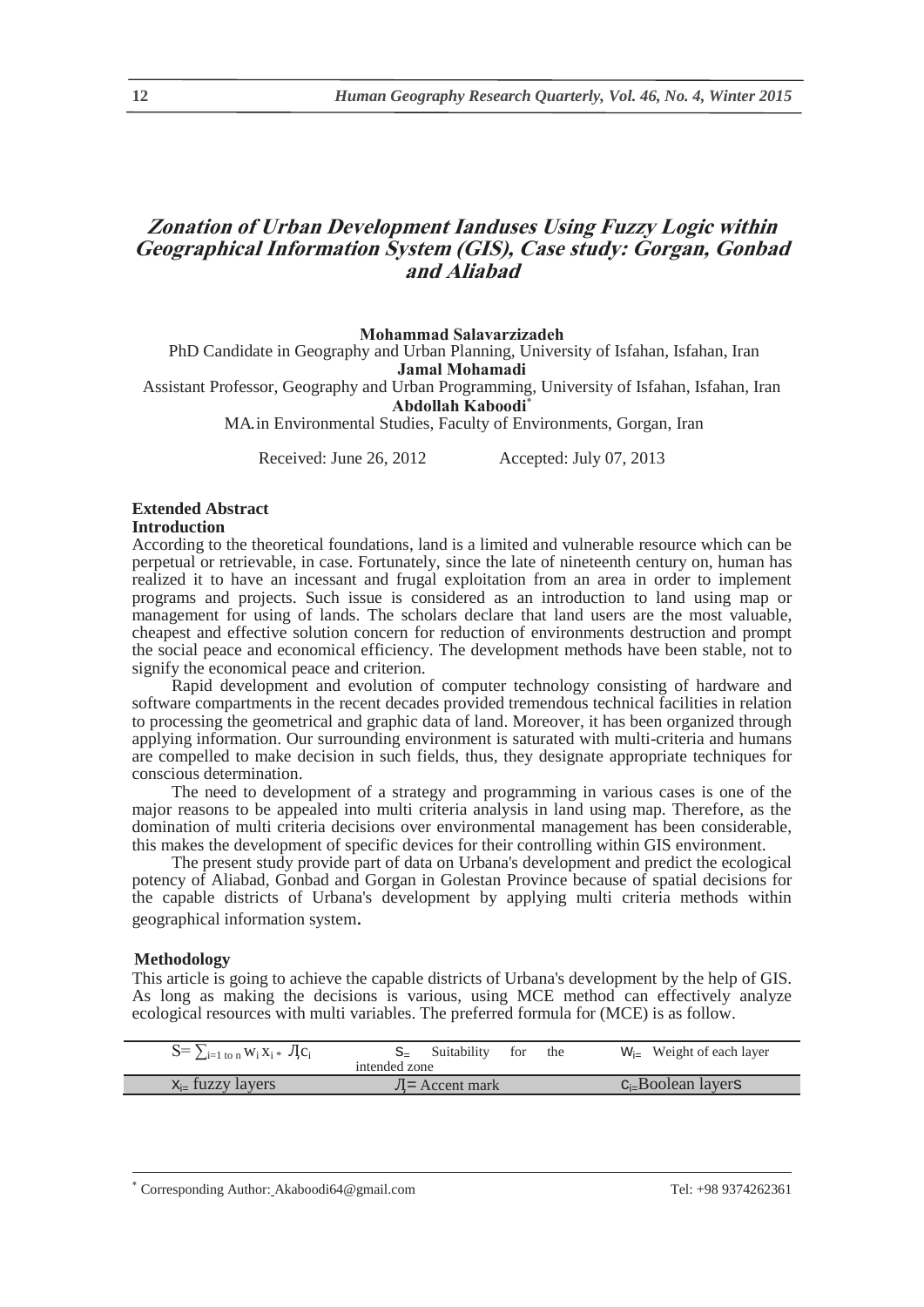# *Zonation of Urban Development Ianduses Using Fuzzy Logic within Geographical Information System (GIS), Case study: Gorgan, Gonbad and Aliabad*

**Mohammad Salavarzizadeh**
PhD Candidate in Geography and Urban Planning, University of Isfahan, Isfahan, Iran
**Jamal Mohamadi**
Assistant Professor, Geography and Urban Programming, University of Isfahan, Isfahan, Iran
**Abdollah Kaboodi**[*]
MA.in Environmental Studies, Faculty of Environments, Gorgan, Iran

Received: June 26, 2012 Accepted: July 07, 2013

## Extended Abstract

### Introduction

According to the theoretical foundations, land is a limited and vulnerable resource which can be perpetual or retrievable, in case. Fortunately, since the late of nineteenth century on, human has realized it to have an incessant and frugal exploitation from an area in order to implement programs and projects. Such issue is considered as an introduction to land using map or management for using of lands. The scholars declare that land users are the most valuable, cheapest and effective solution concern for reduction of environments destruction and prompt the social peace and economical efficiency. The development methods have been stable, not to signify the economical peace and criterion.

Rapid development and evolution of computer technology consisting of hardware and software compartments in the recent decades provided tremendous technical facilities in relation to processing the geometrical and graphic data of land. Moreover, it has been organized through applying information. Our surrounding environment is saturated with multi-criteria and humans are compelled to make decision in such fields, thus, they designate appropriate techniques for conscious determination.

The need to development of a strategy and programming in various cases is one of the major reasons to be appealed into multi criteria analysis in land using map. Therefore, as the domination of multi criteria decisions over environmental management has been considerable, this makes the development of specific devices for their controlling within GIS environment.

The present study provide part of data on Urbana's development and predict the ecological potency of Aliabad, Gonbad and Gorgan in Golestan Province because of spatial decisions for the capable districts of Urbana's development by applying multi criteria methods within geographical information system.

### Methodology

This article is going to achieve the capable districts of Urbana's development by the help of GIS. As long as making the decisions is various, using MCE method can effectively analyze ecological resources with multi variables. The preferred formula for (MCE) is as follow.

| $S = \sum_{i=1 \text{ to } n} w_i x_i * Л c_i$ | S= Suitability for the intended zone | $w_i$= Weight of each layer |
|---|---|---|
| $x_i$= fuzzy layers | Л= Accent mark | $c_i$=Boolean layers |

[*] Corresponding Author: Akaboodi64@gmail.com Tel: +98 9374262361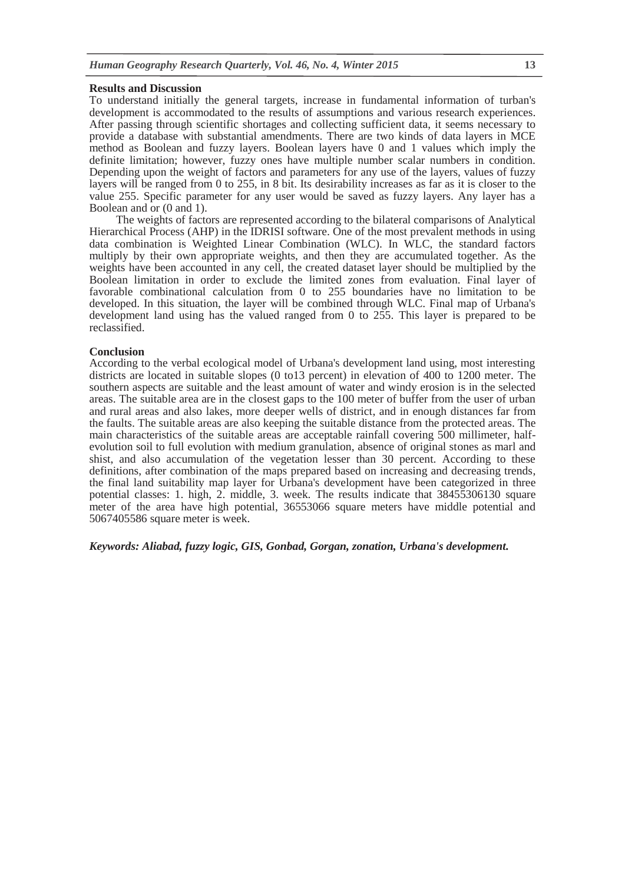**Results and Discussion**

To understand initially the general targets, increase in fundamental information of turban's development is accommodated to the results of assumptions and various research experiences. After passing through scientific shortages and collecting sufficient data, it seems necessary to provide a database with substantial amendments. There are two kinds of data layers in MCE method as Boolean and fuzzy layers. Boolean layers have 0 and 1 values which imply the definite limitation; however, fuzzy ones have multiple number scalar numbers in condition. Depending upon the weight of factors and parameters for any use of the layers, values of fuzzy layers will be ranged from 0 to 255, in 8 bit. Its desirability increases as far as it is closer to the value 255. Specific parameter for any user would be saved as fuzzy layers. Any layer has a Boolean and or (0 and 1).

The weights of factors are represented according to the bilateral comparisons of Analytical Hierarchical Process (AHP) in the IDRISI software. One of the most prevalent methods in using data combination is Weighted Linear Combination (WLC). In WLC, the standard factors multiply by their own appropriate weights, and then they are accumulated together. As the weights have been accounted in any cell, the created dataset layer should be multiplied by the Boolean limitation in order to exclude the limited zones from evaluation. Final layer of favorable combinational calculation from 0 to 255 boundaries have no limitation to be developed. In this situation, the layer will be combined through WLC. Final map of Urbana's development land using has the valued ranged from 0 to 255. This layer is prepared to be reclassified.

**Conclusion**

According to the verbal ecological model of Urbana's development land using, most interesting districts are located in suitable slopes (0 to13 percent) in elevation of 400 to 1200 meter. The southern aspects are suitable and the least amount of water and windy erosion is in the selected areas. The suitable area are in the closest gaps to the 100 meter of buffer from the user of urban and rural areas and also lakes, more deeper wells of district, and in enough distances far from the faults. The suitable areas are also keeping the suitable distance from the protected areas. The main characteristics of the suitable areas are acceptable rainfall covering 500 millimeter, half-evolution soil to full evolution with medium granulation, absence of original stones as marl and shist, and also accumulation of the vegetation lesser than 30 percent. According to these definitions, after combination of the maps prepared based on increasing and decreasing trends, the final land suitability map layer for Urbana's development have been categorized in three potential classes: 1. high, 2. middle, 3. week. The results indicate that 38455306130 square meter of the area have high potential, 36553066 square meters have middle potential and 5067405586 square meter is week.

***Keywords: Aliabad, fuzzy logic, GIS, Gonbad, Gorgan, zonation, Urbana's development.***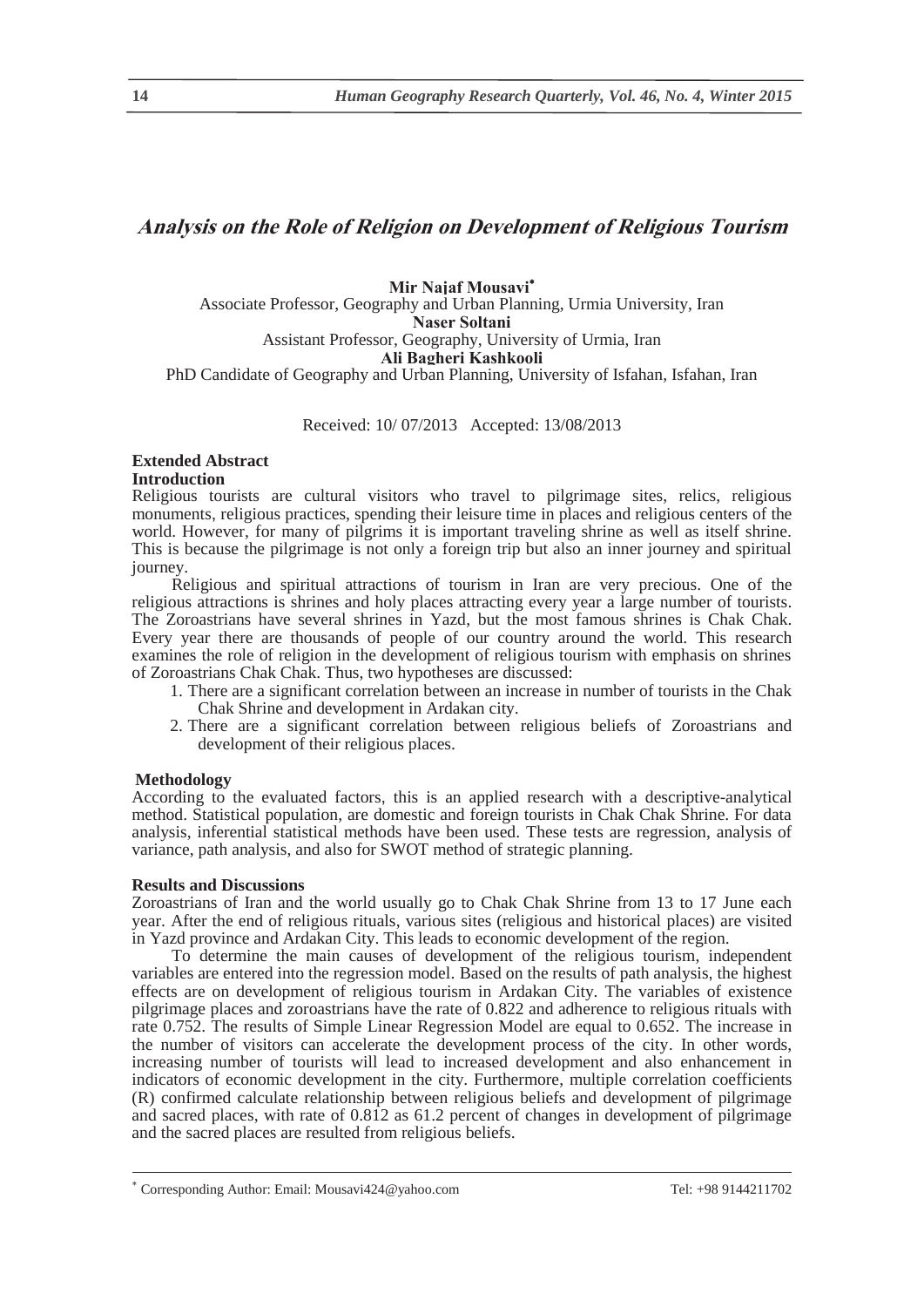# Analysis on the Role of Religion on Development of Religious Tourism

**Mir Najaf Mousavi***
Associate Professor, Geography and Urban Planning, Urmia University, Iran
**Naser Soltani**
Assistant Professor, Geography, University of Urmia, Iran
**Ali Bagheri Kashkooli**
PhD Candidate of Geography and Urban Planning, University of Isfahan, Isfahan, Iran

Received: 10/ 07/2013 Accepted: 13/08/2013

## Extended Abstract

### Introduction

Religious tourists are cultural visitors who travel to pilgrimage sites, relics, religious monuments, religious practices, spending their leisure time in places and religious centers of the world. However, for many of pilgrims it is important traveling shrine as well as itself shrine. This is because the pilgrimage is not only a foreign trip but also an inner journey and spiritual journey.

Religious and spiritual attractions of tourism in Iran are very precious. One of the religious attractions is shrines and holy places attracting every year a large number of tourists. The Zoroastrians have several shrines in Yazd, but the most famous shrines is Chak Chak. Every year there are thousands of people of our country around the world. This research examines the role of religion in the development of religious tourism with emphasis on shrines of Zoroastrians Chak Chak. Thus, two hypotheses are discussed:

1. There are a significant correlation between an increase in number of tourists in the Chak Chak Shrine and development in Ardakan city.
2. There are a significant correlation between religious beliefs of Zoroastrians and development of their religious places.

### Methodology

According to the evaluated factors, this is an applied research with a descriptive-analytical method. Statistical population, are domestic and foreign tourists in Chak Chak Shrine. For data analysis, inferential statistical methods have been used. These tests are regression, analysis of variance, path analysis, and also for SWOT method of strategic planning.

### Results and Discussions

Zoroastrians of Iran and the world usually go to Chak Chak Shrine from 13 to 17 June each year. After the end of religious rituals, various sites (religious and historical places) are visited in Yazd province and Ardakan City. This leads to economic development of the region.

To determine the main causes of development of the religious tourism, independent variables are entered into the regression model. Based on the results of path analysis, the highest effects are on development of religious tourism in Ardakan City. The variables of existence pilgrimage places and zoroastrians have the rate of 0.822 and adherence to religious rituals with rate 0.752. The results of Simple Linear Regression Model are equal to 0.652. The increase in the number of visitors can accelerate the development process of the city. In other words, increasing number of tourists will lead to increased development and also enhancement in indicators of economic development in the city. Furthermore, multiple correlation coefficients (R) confirmed calculate relationship between religious beliefs and development of pilgrimage and sacred places, with rate of 0.812 as 61.2 percent of changes in development of pilgrimage and the sacred places are resulted from religious beliefs.

---

* Corresponding Author: Email: Mousavi424@yahoo.com Tel: +98 9144211702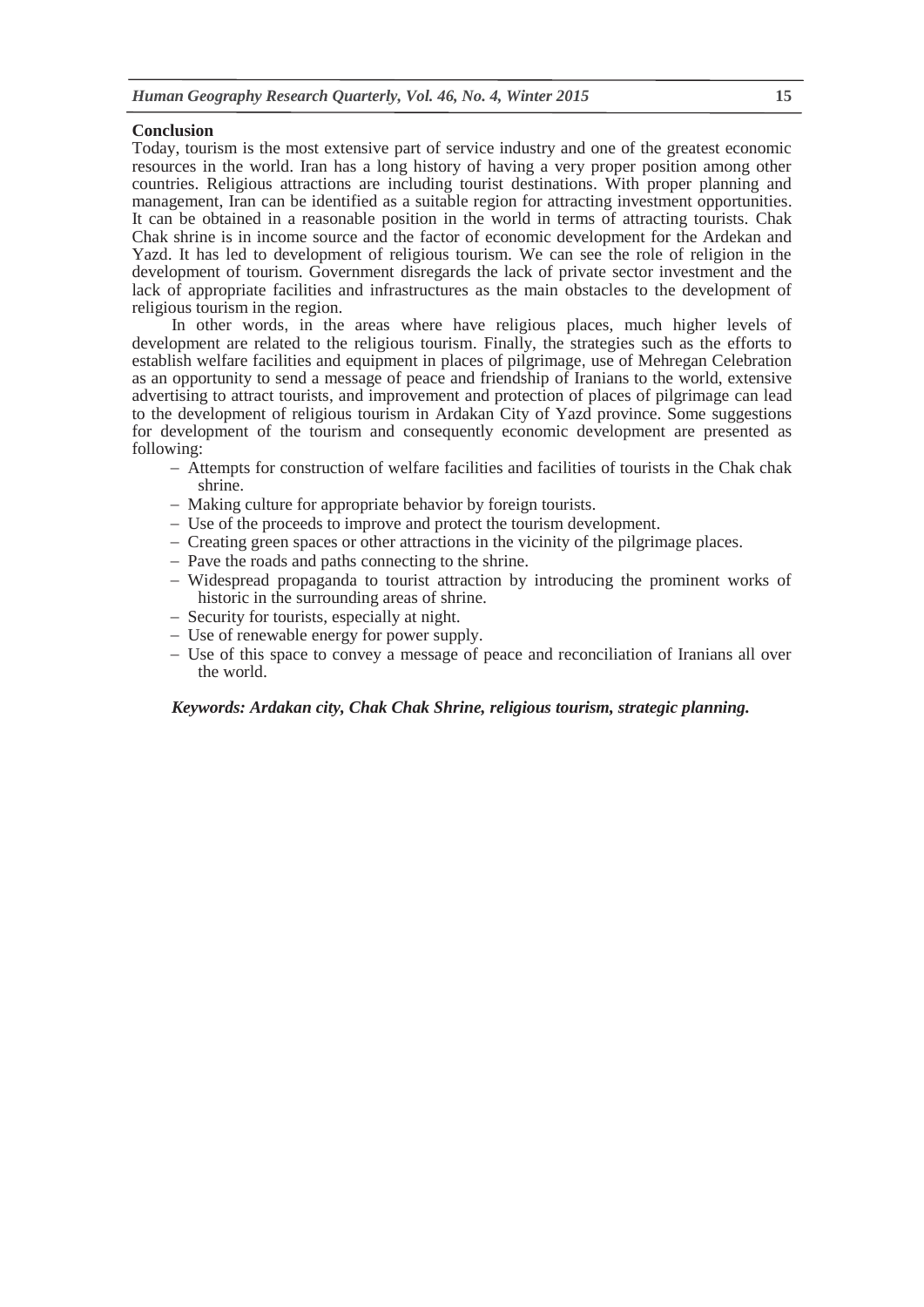**Conclusion**

Today, tourism is the most extensive part of service industry and one of the greatest economic resources in the world. Iran has a long history of having a very proper position among other countries. Religious attractions are including tourist destinations. With proper planning and management, Iran can be identified as a suitable region for attracting investment opportunities. It can be obtained in a reasonable position in the world in terms of attracting tourists. Chak Chak shrine is in income source and the factor of economic development for the Ardekan and Yazd. It has led to development of religious tourism. We can see the role of religion in the development of tourism. Government disregards the lack of private sector investment and the lack of appropriate facilities and infrastructures as the main obstacles to the development of religious tourism in the region.

In other words, in the areas where have religious places, much higher levels of development are related to the religious tourism. Finally, the strategies such as the efforts to establish welfare facilities and equipment in places of pilgrimage, use of Mehregan Celebration as an opportunity to send a message of peace and friendship of Iranians to the world, extensive advertising to attract tourists, and improvement and protection of places of pilgrimage can lead to the development of religious tourism in Ardakan City of Yazd province. Some suggestions for development of the tourism and consequently economic development are presented as following:

- Attempts for construction of welfare facilities and facilities of tourists in the Chak chak shrine.
- Making culture for appropriate behavior by foreign tourists.
- Use of the proceeds to improve and protect the tourism development.
- Creating green spaces or other attractions in the vicinity of the pilgrimage places.
- Pave the roads and paths connecting to the shrine.
- Widespread propaganda to tourist attraction by introducing the prominent works of historic in the surrounding areas of shrine.
- Security for tourists, especially at night.
- Use of renewable energy for power supply.
- Use of this space to convey a message of peace and reconciliation of Iranians all over the world.

***Keywords: Ardakan city, Chak Chak Shrine, religious tourism, strategic planning.***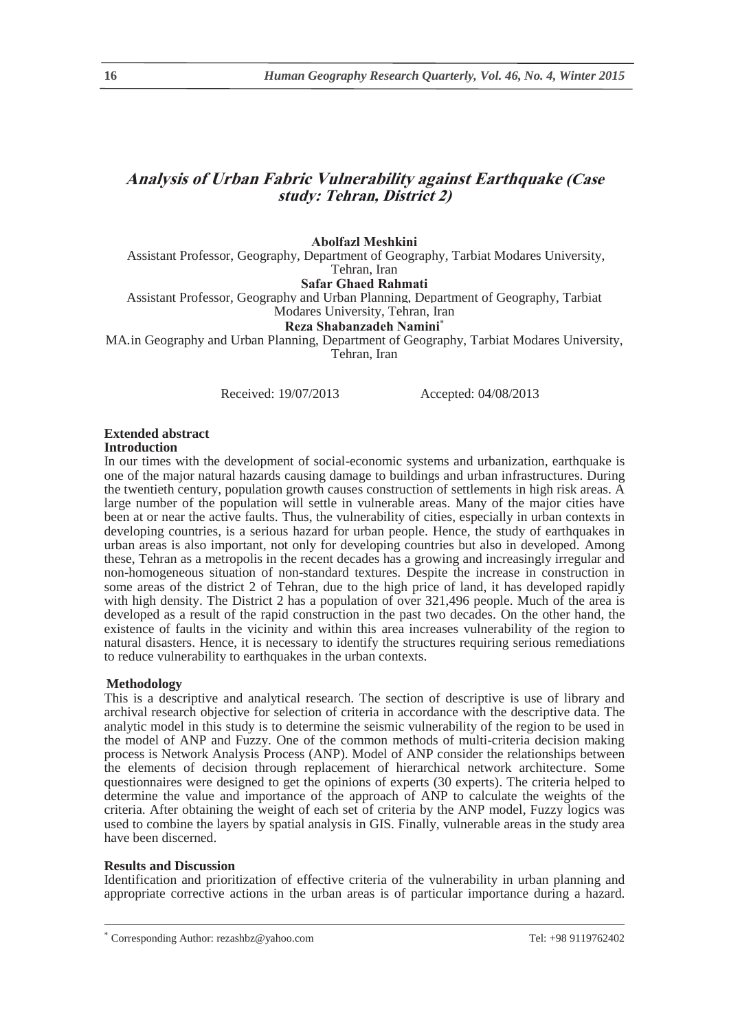# Analysis of Urban Fabric Vulnerability against Earthquake (Case study: Tehran, District 2)

**Abolfazl Meshkini**

Assistant Professor, Geography, Department of Geography, Tarbiat Modares University, Tehran, Iran

**Safar Ghaed Rahmati**

Assistant Professor, Geography and Urban Planning, Department of Geography, Tarbiat Modares University, Tehran, Iran

**Reza Shabanzadeh Namini***

MA.in Geography and Urban Planning, Department of Geography, Tarbiat Modares University, Tehran, Iran

Received: 19/07/2013 Accepted: 04/08/2013

## Extended abstract

### Introduction

In our times with the development of social-economic systems and urbanization, earthquake is one of the major natural hazards causing damage to buildings and urban infrastructures. During the twentieth century, population growth causes construction of settlements in high risk areas. A large number of the population will settle in vulnerable areas. Many of the major cities have been at or near the active faults. Thus, the vulnerability of cities, especially in urban contexts in developing countries, is a serious hazard for urban people. Hence, the study of earthquakes in urban areas is also important, not only for developing countries but also in developed. Among these, Tehran as a metropolis in the recent decades has a growing and increasingly irregular and non-homogeneous situation of non-standard textures. Despite the increase in construction in some areas of the district 2 of Tehran, due to the high price of land, it has developed rapidly with high density. The District 2 has a population of over 321,496 people. Much of the area is developed as a result of the rapid construction in the past two decades. On the other hand, the existence of faults in the vicinity and within this area increases vulnerability of the region to natural disasters. Hence, it is necessary to identify the structures requiring serious remediations to reduce vulnerability to earthquakes in the urban contexts.

### Methodology

This is a descriptive and analytical research. The section of descriptive is use of library and archival research objective for selection of criteria in accordance with the descriptive data. The analytic model in this study is to determine the seismic vulnerability of the region to be used in the model of ANP and Fuzzy. One of the common methods of multi-criteria decision making process is Network Analysis Process (ANP). Model of ANP consider the relationships between the elements of decision through replacement of hierarchical network architecture. Some questionnaires were designed to get the opinions of experts (30 experts). The criteria helped to determine the value and importance of the approach of ANP to calculate the weights of the criteria. After obtaining the weight of each set of criteria by the ANP model, Fuzzy logics was used to combine the layers by spatial analysis in GIS. Finally, vulnerable areas in the study area have been discerned.

### Results and Discussion

Identification and prioritization of effective criteria of the vulnerability in urban planning and appropriate corrective actions in the urban areas is of particular importance during a hazard.

---

\* Corresponding Author: rezashbz@yahoo.com Tel: +98 9119762402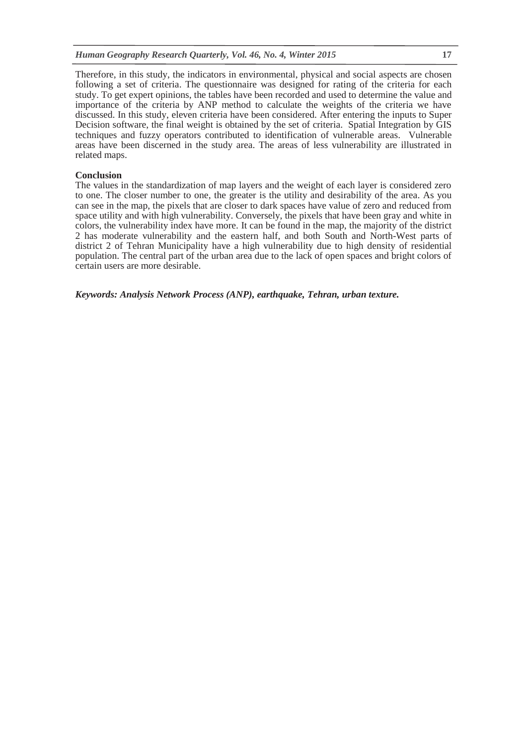Therefore, in this study, the indicators in environmental, physical and social aspects are chosen following a set of criteria. The questionnaire was designed for rating of the criteria for each study. To get expert opinions, the tables have been recorded and used to determine the value and importance of the criteria by ANP method to calculate the weights of the criteria we have discussed. In this study, eleven criteria have been considered. After entering the inputs to Super Decision software, the final weight is obtained by the set of criteria. Spatial Integration by GIS techniques and fuzzy operators contributed to identification of vulnerable areas. Vulnerable areas have been discerned in the study area. The areas of less vulnerability are illustrated in related maps.

**Conclusion**

The values in the standardization of map layers and the weight of each layer is considered zero to one. The closer number to one, the greater is the utility and desirability of the area. As you can see in the map, the pixels that are closer to dark spaces have value of zero and reduced from space utility and with high vulnerability. Conversely, the pixels that have been gray and white in colors, the vulnerability index have more. It can be found in the map, the majority of the district 2 has moderate vulnerability and the eastern half, and both South and North-West parts of district 2 of Tehran Municipality have a high vulnerability due to high density of residential population. The central part of the urban area due to the lack of open spaces and bright colors of certain users are more desirable.

***Keywords: Analysis Network Process (ANP), earthquake, Tehran, urban texture.***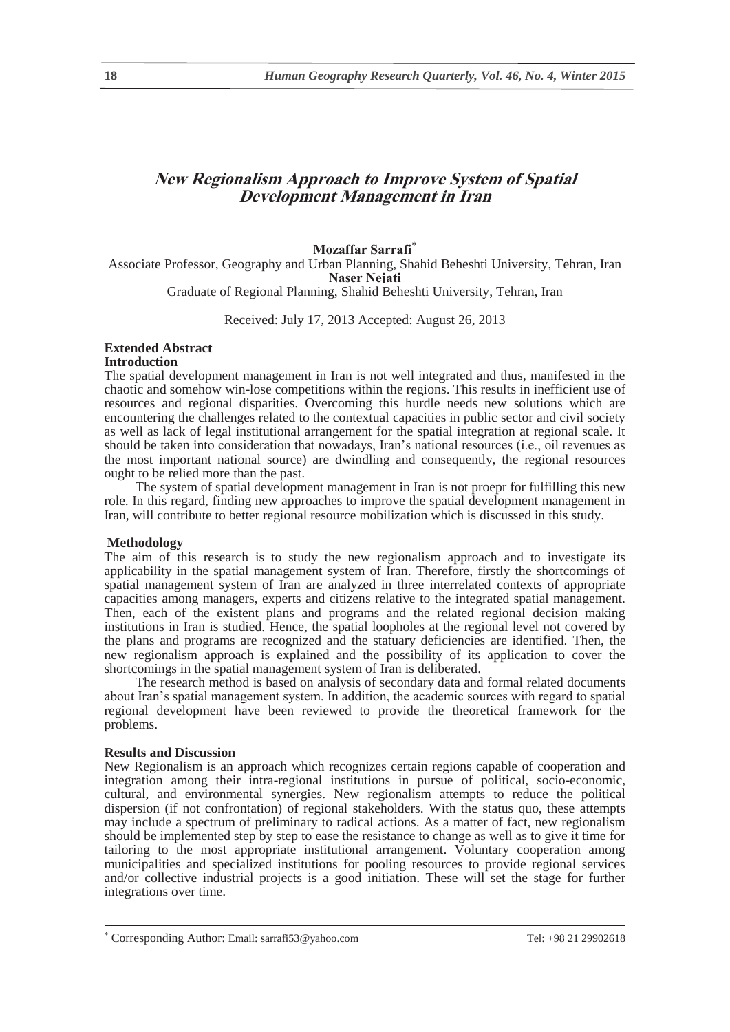# New Regionalism Approach to Improve System of Spatial Development Management in Iran

**Mozaffar Sarrafi***

Associate Professor, Geography and Urban Planning, Shahid Beheshti University, Tehran, Iran

**Naser Nejati**

Graduate of Regional Planning, Shahid Beheshti University, Tehran, Iran

Received: July 17, 2013 Accepted: August 26, 2013

## Extended Abstract

### Introduction

The spatial development management in Iran is not well integrated and thus, manifested in the chaotic and somehow win-lose competitions within the regions. This results in inefficient use of resources and regional disparities. Overcoming this hurdle needs new solutions which are encountering the challenges related to the contextual capacities in public sector and civil society as well as lack of legal institutional arrangement for the spatial integration at regional scale. It should be taken into consideration that nowadays, Iran's national resources (i.e., oil revenues as the most important national source) are dwindling and consequently, the regional resources ought to be relied more than the past.

The system of spatial development management in Iran is not proepr for fulfilling this new role. In this regard, finding new approaches to improve the spatial development management in Iran, will contribute to better regional resource mobilization which is discussed in this study.

### Methodology

The aim of this research is to study the new regionalism approach and to investigate its applicability in the spatial management system of Iran. Therefore, firstly the shortcomings of spatial management system of Iran are analyzed in three interrelated contexts of appropriate capacities among managers, experts and citizens relative to the integrated spatial management. Then, each of the existent plans and programs and the related regional decision making institutions in Iran is studied. Hence, the spatial loopholes at the regional level not covered by the plans and programs are recognized and the statuary deficiencies are identified. Then, the new regionalism approach is explained and the possibility of its application to cover the shortcomings in the spatial management system of Iran is deliberated.

The research method is based on analysis of secondary data and formal related documents about Iran's spatial management system. In addition, the academic sources with regard to spatial regional development have been reviewed to provide the theoretical framework for the problems.

### Results and Discussion

New Regionalism is an approach which recognizes certain regions capable of cooperation and integration among their intra-regional institutions in pursue of political, socio-economic, cultural, and environmental synergies. New regionalism attempts to reduce the political dispersion (if not confrontation) of regional stakeholders. With the status quo, these attempts may include a spectrum of preliminary to radical actions. As a matter of fact, new regionalism should be implemented step by step to ease the resistance to change as well as to give it time for tailoring to the most appropriate institutional arrangement. Voluntary cooperation among municipalities and specialized institutions for pooling resources to provide regional services and/or collective industrial projects is a good initiation. These will set the stage for further integrations over time.

---

* Corresponding Author: Email: sarrafi53@yahoo.com Tel: +98 21 29902618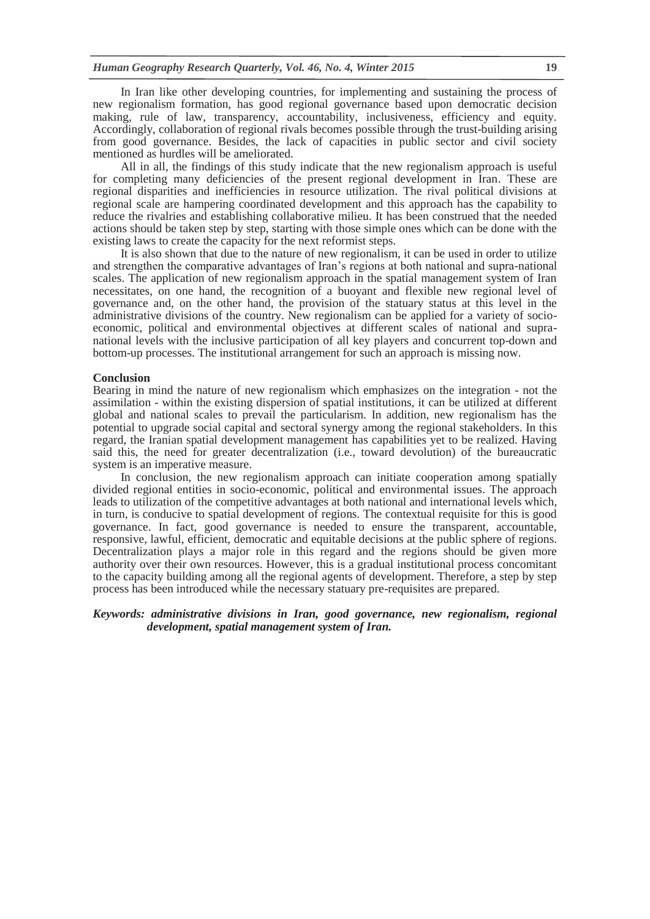In Iran like other developing countries, for implementing and sustaining the process of new regionalism formation, has good regional governance based upon democratic decision making, rule of law, transparency, accountability, inclusiveness, efficiency and equity. Accordingly, collaboration of regional rivals becomes possible through the trust-building arising from good governance. Besides, the lack of capacities in public sector and civil society mentioned as hurdles will be ameliorated.

All in all, the findings of this study indicate that the new regionalism approach is useful for completing many deficiencies of the present regional development in Iran. These are regional disparities and inefficiencies in resource utilization. The rival political divisions at regional scale are hampering coordinated development and this approach has the capability to reduce the rivalries and establishing collaborative milieu. It has been construed that the needed actions should be taken step by step, starting with those simple ones which can be done with the existing laws to create the capacity for the next reformist steps.

It is also shown that due to the nature of new regionalism, it can be used in order to utilize and strengthen the comparative advantages of Iran's regions at both national and supra-national scales. The application of new regionalism approach in the spatial management system of Iran necessitates, on one hand, the recognition of a buoyant and flexible new regional level of governance and, on the other hand, the provision of the statuary status at this level in the administrative divisions of the country. New regionalism can be applied for a variety of socio-economic, political and environmental objectives at different scales of national and supra-national levels with the inclusive participation of all key players and concurrent top-down and bottom-up processes. The institutional arrangement for such an approach is missing now.

**Conclusion**

Bearing in mind the nature of new regionalism which emphasizes on the integration - not the assimilation - within the existing dispersion of spatial institutions, it can be utilized at different global and national scales to prevail the particularism. In addition, new regionalism has the potential to upgrade social capital and sectoral synergy among the regional stakeholders. In this regard, the Iranian spatial development management has capabilities yet to be realized. Having said this, the need for greater decentralization (i.e., toward devolution) of the bureaucratic system is an imperative measure.

In conclusion, the new regionalism approach can initiate cooperation among spatially divided regional entities in socio-economic, political and environmental issues. The approach leads to utilization of the competitive advantages at both national and international levels which, in turn, is conducive to spatial development of regions. The contextual requisite for this is good governance. In fact, good governance is needed to ensure the transparent, accountable, responsive, lawful, efficient, democratic and equitable decisions at the public sphere of regions. Decentralization plays a major role in this regard and the regions should be given more authority over their own resources. However, this is a gradual institutional process concomitant to the capacity building among all the regional agents of development. Therefore, a step by step process has been introduced while the necessary statuary pre-requisites are prepared.

***Keywords: administrative divisions in Iran, good governance, new regionalism, regional development, spatial management system of Iran.***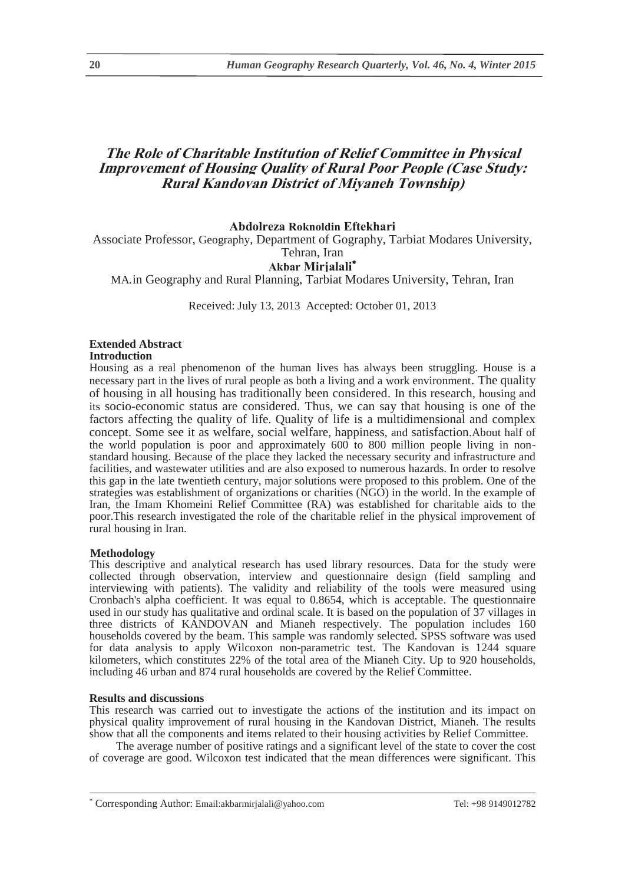# *The Role of Charitable Institution of Relief Committee in Physical Improvement of Housing Quality of Rural Poor People (Case Study: Rural Kandovan District of Miyaneh Township)*

**Abdolreza Roknoldin Eftekhari**

Associate Professor, Geography, Department of Gography, Tarbiat Modares University, Tehran, Iran

**Akbar Mirjalali***

MA.in Geography and Rural Planning, Tarbiat Modares University, Tehran, Iran

Received: July 13, 2013 Accepted: October 01, 2013

## Extended Abstract

### Introduction

Housing as a real phenomenon of the human lives has always been struggling. House is a necessary part in the lives of rural people as both a living and a work environment. The quality of housing in all housing has traditionally been considered. In this research, housing and its socio-economic status are considered. Thus, we can say that housing is one of the factors affecting the quality of life. Quality of life is a multidimensional and complex concept. Some see it as welfare, social welfare, happiness, and satisfaction.About half of the world population is poor and approximately 600 to 800 million people living in non-standard housing. Because of the place they lacked the necessary security and infrastructure and facilities, and wastewater utilities and are also exposed to numerous hazards. In order to resolve this gap in the late twentieth century, major solutions were proposed to this problem. One of the strategies was establishment of organizations or charities (NGO) in the world. In the example of Iran, the Imam Khomeini Relief Committee (RA) was established for charitable aids to the poor.This research investigated the role of the charitable relief in the physical improvement of rural housing in Iran.

### Methodology

This descriptive and analytical research has used library resources. Data for the study were collected through observation, interview and questionnaire design (field sampling and interviewing with patients). The validity and reliability of the tools were measured using Cronbach's alpha coefficient. It was equal to 0.8654, which is acceptable. The questionnaire used in our study has qualitative and ordinal scale. It is based on the population of 37 villages in three districts of KANDOVAN and Mianeh respectively. The population includes 160 households covered by the beam. This sample was randomly selected. SPSS software was used for data analysis to apply Wilcoxon non-parametric test. The Kandovan is 1244 square kilometers, which constitutes 22% of the total area of the Mianeh City. Up to 920 households, including 46 urban and 874 rural households are covered by the Relief Committee.

### Results and discussions

This research was carried out to investigate the actions of the institution and its impact on physical quality improvement of rural housing in the Kandovan District, Mianeh. The results show that all the components and items related to their housing activities by Relief Committee.

The average number of positive ratings and a significant level of the state to cover the cost of coverage are good. Wilcoxon test indicated that the mean differences were significant. This

---

* Corresponding Author: Email:akbarmirjalali@yahoo.com Tel: +98 9149012782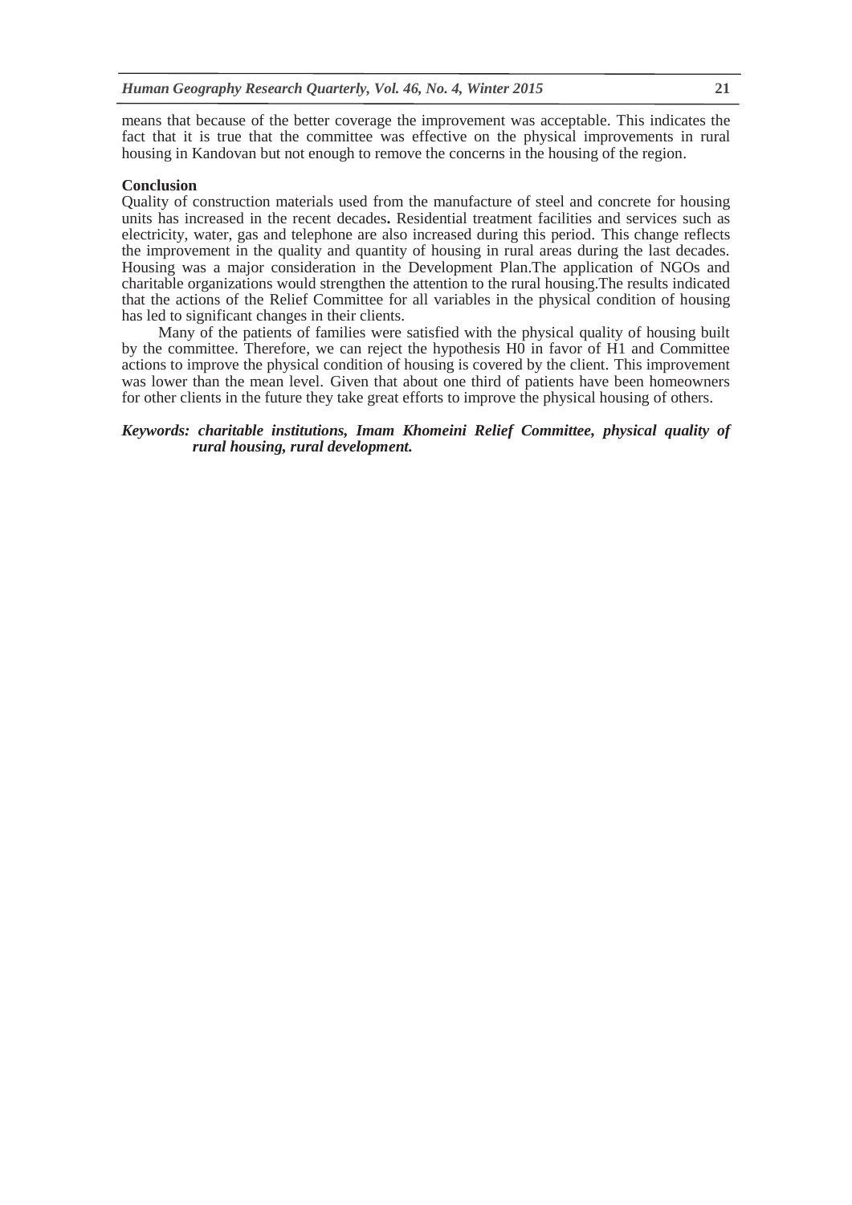means that because of the better coverage the improvement was acceptable. This indicates the fact that it is true that the committee was effective on the physical improvements in rural housing in Kandovan but not enough to remove the concerns in the housing of the region.

**Conclusion**

Quality of construction materials used from the manufacture of steel and concrete for housing units has increased in the recent decades**.** Residential treatment facilities and services such as electricity, water, gas and telephone are also increased during this period. This change reflects the improvement in the quality and quantity of housing in rural areas during the last decades. Housing was a major consideration in the Development Plan.The application of NGOs and charitable organizations would strengthen the attention to the rural housing.The results indicated that the actions of the Relief Committee for all variables in the physical condition of housing has led to significant changes in their clients.

Many of the patients of families were satisfied with the physical quality of housing built by the committee. Therefore, we can reject the hypothesis H0 in favor of H1 and Committee actions to improve the physical condition of housing is covered by the client. This improvement was lower than the mean level. Given that about one third of patients have been homeowners for other clients in the future they take great efforts to improve the physical housing of others.

***Keywords: charitable institutions, Imam Khomeini Relief Committee, physical quality of rural housing, rural development.***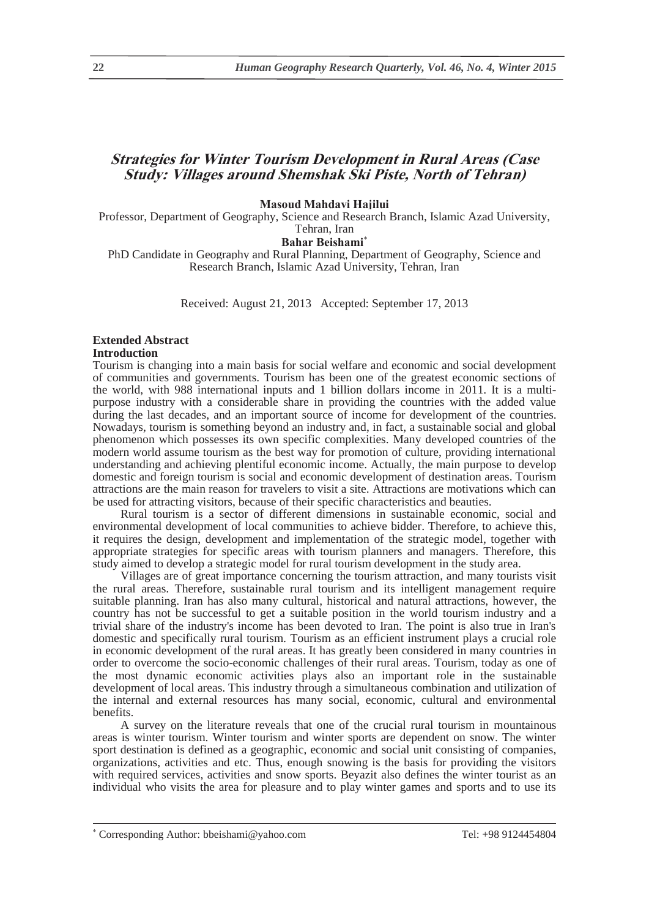# *Strategies for Winter Tourism Development in Rural Areas (Case Study: Villages around Shemshak Ski Piste, North of Tehran)*

**Masoud Mahdavi Hajilui**

Professor, Department of Geography, Science and Research Branch, Islamic Azad University, Tehran, Iran

**Bahar Beishami**[*]

PhD Candidate in Geography and Rural Planning, Department of Geography, Science and Research Branch, Islamic Azad University, Tehran, Iran

Received: August 21, 2013 Accepted: September 17, 2013

## Extended Abstract

### Introduction

Tourism is changing into a main basis for social welfare and economic and social development of communities and governments. Tourism has been one of the greatest economic sections of the world, with 988 international inputs and 1 billion dollars income in 2011. It is a multi-purpose industry with a considerable share in providing the countries with the added value during the last decades, and an important source of income for development of the countries. Nowadays, tourism is something beyond an industry and, in fact, a sustainable social and global phenomenon which possesses its own specific complexities. Many developed countries of the modern world assume tourism as the best way for promotion of culture, providing international understanding and achieving plentiful economic income. Actually, the main purpose to develop domestic and foreign tourism is social and economic development of destination areas. Tourism attractions are the main reason for travelers to visit a site. Attractions are motivations which can be used for attracting visitors, because of their specific characteristics and beauties.

Rural tourism is a sector of different dimensions in sustainable economic, social and environmental development of local communities to achieve bidder. Therefore, to achieve this, it requires the design, development and implementation of the strategic model, together with appropriate strategies for specific areas with tourism planners and managers. Therefore, this study aimed to develop a strategic model for rural tourism development in the study area.

Villages are of great importance concerning the tourism attraction, and many tourists visit the rural areas. Therefore, sustainable rural tourism and its intelligent management require suitable planning. Iran has also many cultural, historical and natural attractions, however, the country has not be successful to get a suitable position in the world tourism industry and a trivial share of the industry's income has been devoted to Iran. The point is also true in Iran's domestic and specifically rural tourism. Tourism as an efficient instrument plays a crucial role in economic development of the rural areas. It has greatly been considered in many countries in order to overcome the socio-economic challenges of their rural areas. Tourism, today as one of the most dynamic economic activities plays also an important role in the sustainable development of local areas. This industry through a simultaneous combination and utilization of the internal and external resources has many social, economic, cultural and environmental benefits.

A survey on the literature reveals that one of the crucial rural tourism in mountainous areas is winter tourism. Winter tourism and winter sports are dependent on snow. The winter sport destination is defined as a geographic, economic and social unit consisting of companies, organizations, activities and etc. Thus, enough snowing is the basis for providing the visitors with required services, activities and snow sports. Beyazit also defines the winter tourist as an individual who visits the area for pleasure and to play winter games and sports and to use its

---

[*] Corresponding Author: bbeishami@yahoo.com Tel: +98 9124454804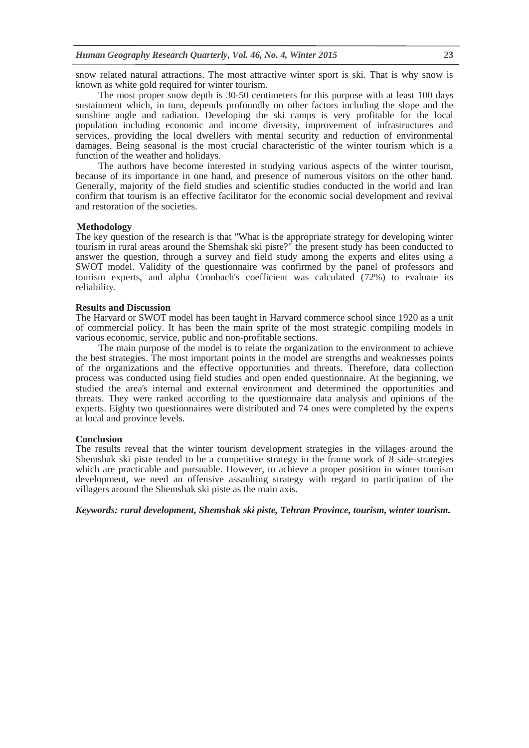snow related natural attractions. The most attractive winter sport is ski. That is why snow is known as white gold required for winter tourism.

The most proper snow depth is 30-50 centimeters for this purpose with at least 100 days sustainment which, in turn, depends profoundly on other factors including the slope and the sunshine angle and radiation. Developing the ski camps is very profitable for the local population including economic and income diversity, improvement of infrastructures and services, providing the local dwellers with mental security and reduction of environmental damages. Being seasonal is the most crucial characteristic of the winter tourism which is a function of the weather and holidays.

The authors have become interested in studying various aspects of the winter tourism, because of its importance in one hand, and presence of numerous visitors on the other hand. Generally, majority of the field studies and scientific studies conducted in the world and Iran confirm that tourism is an effective facilitator for the economic social development and revival and restoration of the societies.

**Methodology**

The key question of the research is that "What is the appropriate strategy for developing winter tourism in rural areas around the Shemshak ski piste?" the present study has been conducted to answer the question, through a survey and field study among the experts and elites using a SWOT model. Validity of the questionnaire was confirmed by the panel of professors and tourism experts, and alpha Cronbach's coefficient was calculated (72%) to evaluate its reliability.

**Results and Discussion**

The Harvard or SWOT model has been taught in Harvard commerce school since 1920 as a unit of commercial policy. It has been the main sprite of the most strategic compiling models in various economic, service, public and non-profitable sections.

The main purpose of the model is to relate the organization to the environment to achieve the best strategies. The most important points in the model are strengths and weaknesses points of the organizations and the effective opportunities and threats. Therefore, data collection process was conducted using field studies and open ended questionnaire. At the beginning, we studied the area's internal and external environment and determined the opportunities and threats. They were ranked according to the questionnaire data analysis and opinions of the experts. Eighty two questionnaires were distributed and 74 ones were completed by the experts at local and province levels.

**Conclusion**

The results reveal that the winter tourism development strategies in the villages around the Shemshak ski piste tended to be a competitive strategy in the frame work of 8 side-strategies which are practicable and pursuable. However, to achieve a proper position in winter tourism development, we need an offensive assaulting strategy with regard to participation of the villagers around the Shemshak ski piste as the main axis.

***Keywords: rural development, Shemshak ski piste, Tehran Province, tourism, winter tourism.***